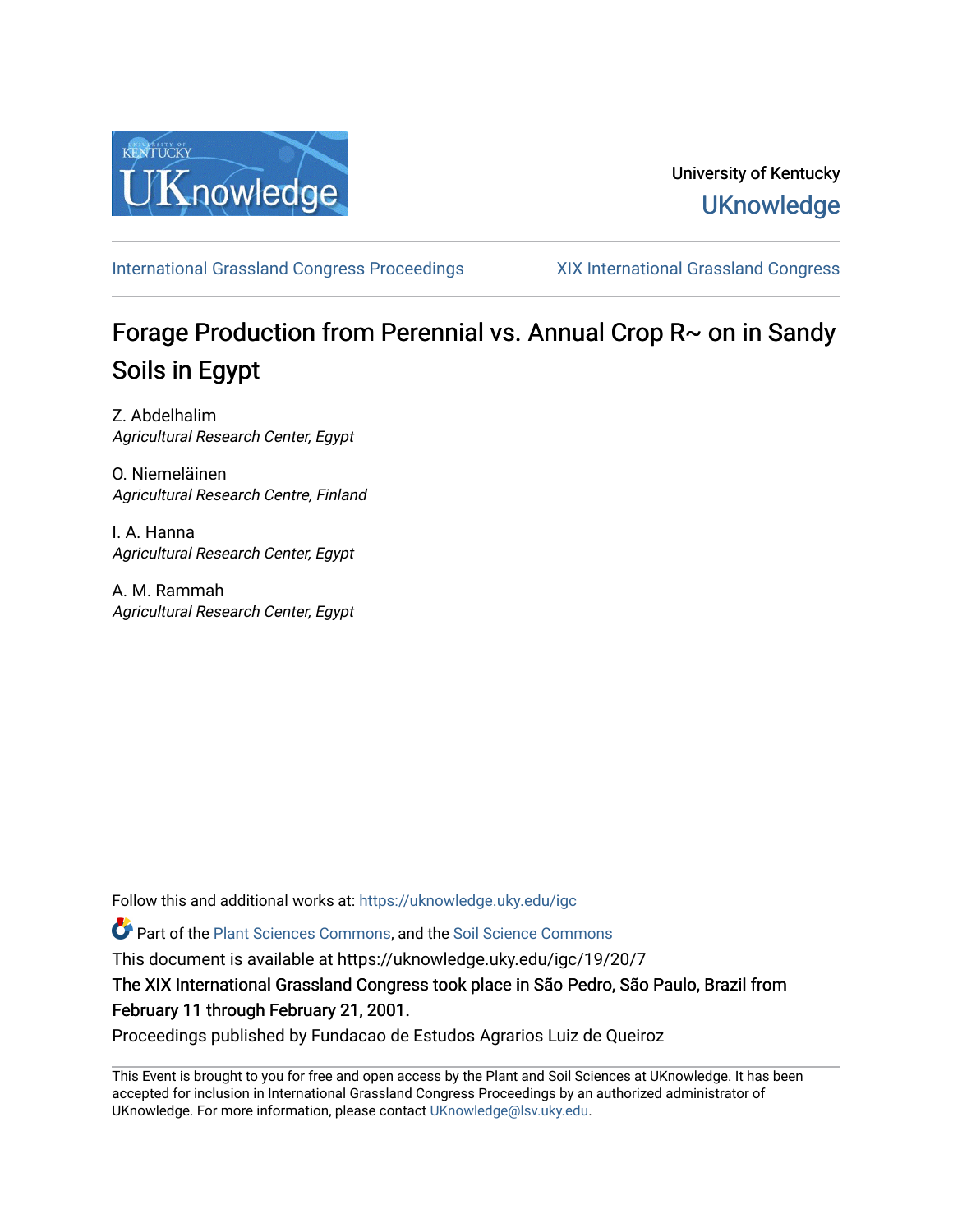University of Kentucky
UKnowledge

International Grassland Congress Proceedings | XIX International Grassland Congress

# Forage Production from Perennial vs. Annual Crop R~ on in Sandy Soils in Egypt

Z. Abdelhalim
*Agricultural Research Center, Egypt*

O. Niemeläinen
*Agricultural Research Centre, Finland*

I. A. Hanna
*Agricultural Research Center, Egypt*

A. M. Rammah
*Agricultural Research Center, Egypt*

Follow this and additional works at: https://uknowledge.uky.edu/igc

Part of the Plant Sciences Commons, and the Soil Science Commons

This document is available at https://uknowledge.uky.edu/igc/19/20/7

The XIX International Grassland Congress took place in São Pedro, São Paulo, Brazil from February 11 through February 21, 2001.

Proceedings published by Fundacao de Estudos Agrarios Luiz de Queiroz

This Event is brought to you for free and open access by the Plant and Soil Sciences at UKnowledge. It has been accepted for inclusion in International Grassland Congress Proceedings by an authorized administrator of UKnowledge. For more information, please contact UKnowledge@lsv.uky.edu.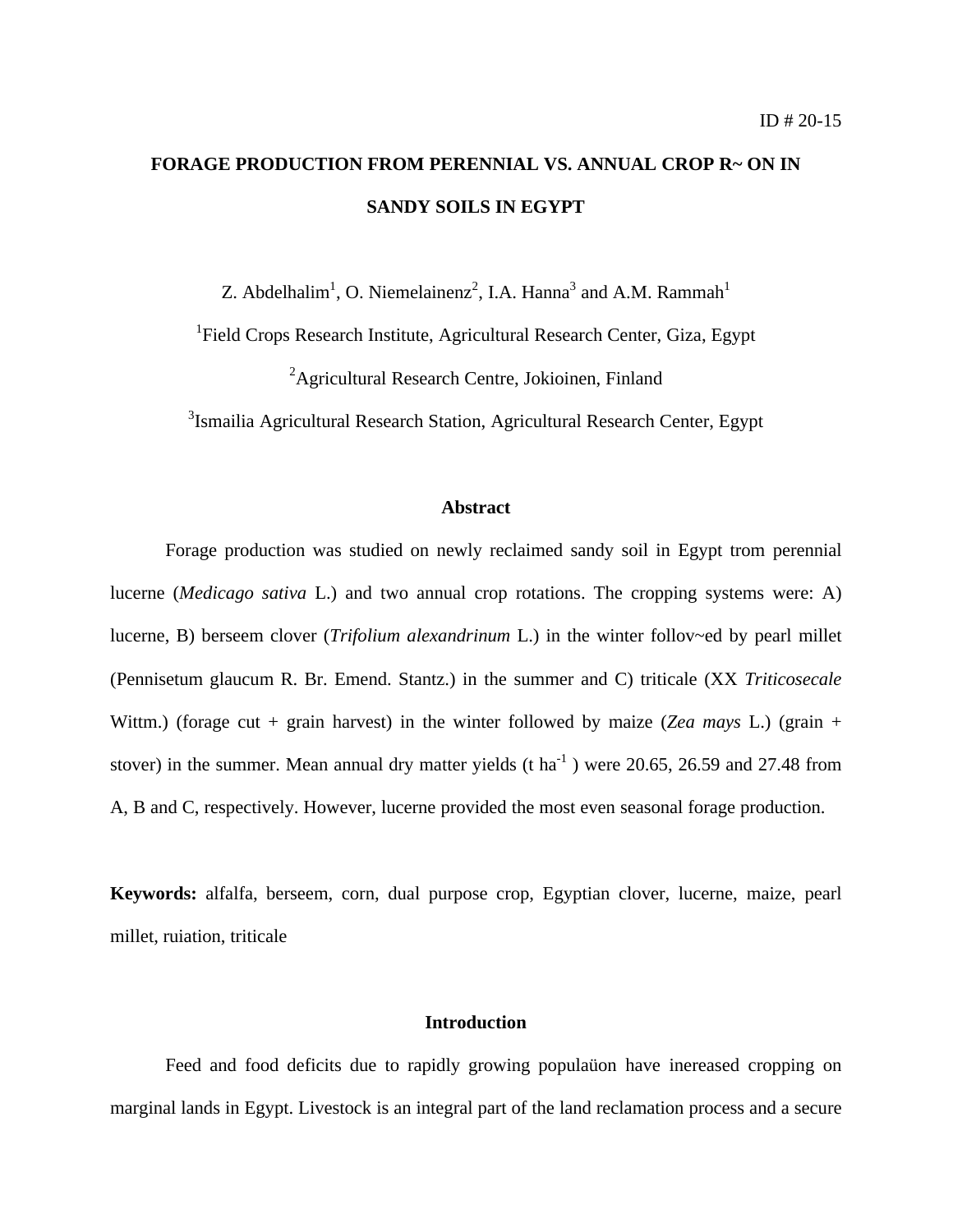ID # 20-15

# FORAGE PRODUCTION FROM PERENNIAL VS. ANNUAL CROP R~ ON IN SANDY SOILS IN EGYPT

Z. Abdelhalim[1], O. Niemelainenz[2], I.A. Hanna[3] and A.M. Rammah[1]

[1]Field Crops Research Institute, Agricultural Research Center, Giza, Egypt

[2]Agricultural Research Centre, Jokioinen, Finland

[3]Ismailia Agricultural Research Station, Agricultural Research Center, Egypt

## Abstract

Forage production was studied on newly reclaimed sandy soil in Egypt trom perennial lucerne (*Medicago sativa* L.) and two annual crop rotations. The cropping systems were: A) lucerne, B) berseem clover (*Trifolium alexandrinum* L.) in the winter follov~ed by pearl millet (Pennisetum glaucum R. Br. Emend. Stantz.) in the summer and C) triticale (XX *Triticosecale* Wittm.) (forage cut + grain harvest) in the winter followed by maize (*Zea mays* L.) (grain + stover) in the summer. Mean annual dry matter yields (t $ha^{-1}$ ) were 20.65, 26.59 and 27.48 from A, B and C, respectively. However, lucerne provided the most even seasonal forage production.

**Keywords:** alfalfa, berseem, corn, dual purpose crop, Egyptian clover, lucerne, maize, pearl millet, ruiation, triticale

## Introduction

Feed and food deficits due to rapidly growing populaüon have inereased cropping on marginal lands in Egypt. Livestock is an integral part of the land reclamation process and a secure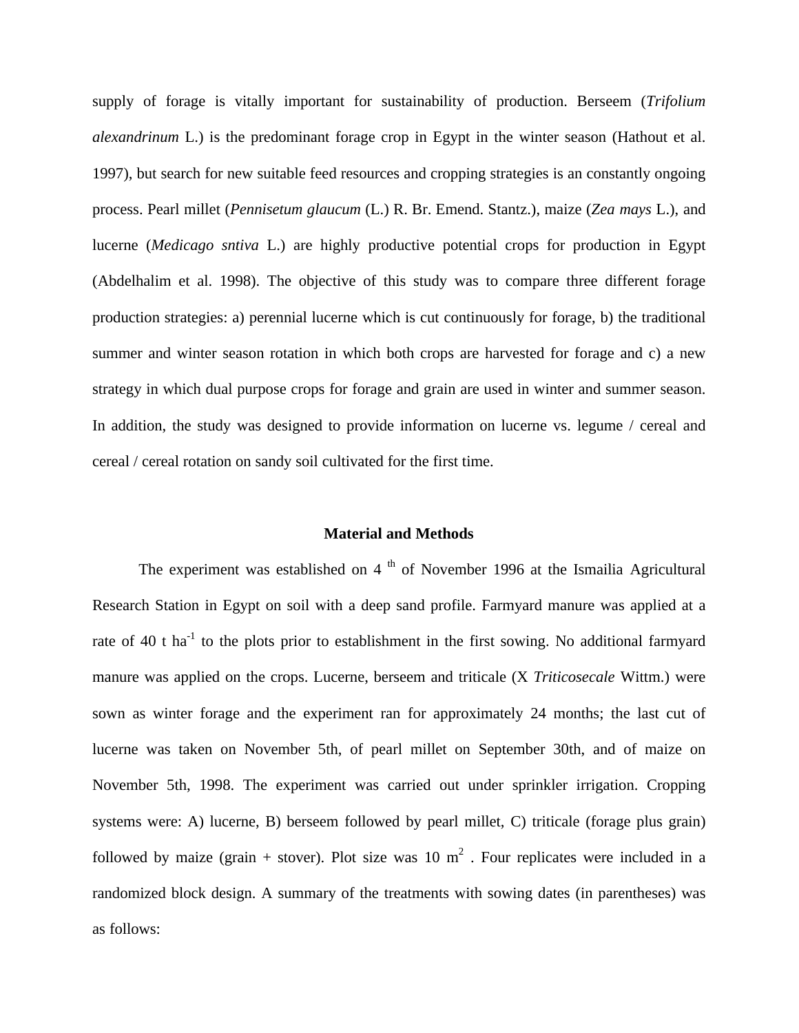supply of forage is vitally important for sustainability of production. Berseem (*Trifolium alexandrinum* L.) is the predominant forage crop in Egypt in the winter season (Hathout et al. 1997), but search for new suitable feed resources and cropping strategies is an constantly ongoing process. Pearl millet (*Pennisetum glaucum* (L.) R. Br. Emend. Stantz.), maize (*Zea mays* L.), and lucerne (*Medicago sntiva* L.) are highly productive potential crops for production in Egypt (Abdelhalim et al. 1998). The objective of this study was to compare three different forage production strategies: a) perennial lucerne which is cut continuously for forage, b) the traditional summer and winter season rotation in which both crops are harvested for forage and c) a new strategy in which dual purpose crops for forage and grain are used in winter and summer season. In addition, the study was designed to provide information on lucerne vs. legume / cereal and cereal / cereal rotation on sandy soil cultivated for the first time.

## Material and Methods

The experiment was established on 4 th of November 1996 at the Ismailia Agricultural Research Station in Egypt on soil with a deep sand profile. Farmyard manure was applied at a rate of 40 t $ha^{-1}$ to the plots prior to establishment in the first sowing. No additional farmyard manure was applied on the crops. Lucerne, berseem and triticale (X *Triticosecale* Wittm.) were sown as winter forage and the experiment ran for approximately 24 months; the last cut of lucerne was taken on November 5th, of pearl millet on September 30th, and of maize on November 5th, 1998. The experiment was carried out under sprinkler irrigation. Cropping systems were: A) lucerne, B) berseem followed by pearl millet, C) triticale (forage plus grain) followed by maize (grain + stover). Plot size was 10 $m^2$ . Four replicates were included in a randomized block design. A summary of the treatments with sowing dates (in parentheses) was as follows: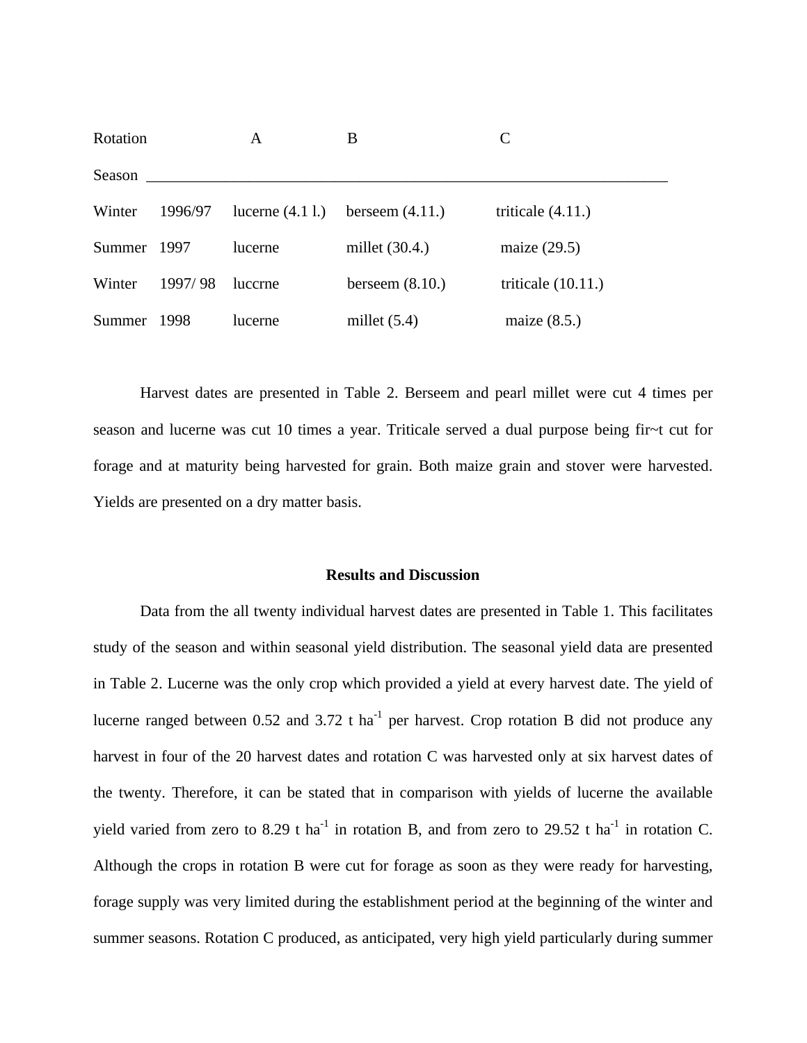| Rotation | | A | B | C |
|---|---|---|---|---|
| Season | | | | |
| Winter | 1996/97 | lucerne (4.1 l.) | berseem (4.11.) | triticale (4.11.) |
| Summer | 1997 | lucerne | millet (30.4.) | maize (29.5) |
| Winter | 1997/ 98 | luccrne | berseem (8.10.) | triticale (10.11.) |
| Summer | 1998 | lucerne | millet (5.4) | maize (8.5.) |

Harvest dates are presented in Table 2. Berseem and pearl millet were cut 4 times per season and lucerne was cut 10 times a year. Triticale served a dual purpose being fir~t cut for forage and at maturity being harvested for grain. Both maize grain and stover were harvested. Yields are presented on a dry matter basis.

## Results and Discussion

Data from the all twenty individual harvest dates are presented in Table 1. This facilitates study of the season and within seasonal yield distribution. The seasonal yield data are presented in Table 2. Lucerne was the only crop which provided a yield at every harvest date. The yield of lucerne ranged between 0.52 and 3.72 t $ha^{-1}$ per harvest. Crop rotation B did not produce any harvest in four of the 20 harvest dates and rotation C was harvested only at six harvest dates of the twenty. Therefore, it can be stated that in comparison with yields of lucerne the available yield varied from zero to 8.29 t $ha^{-1}$ in rotation B, and from zero to 29.52 t $ha^{-1}$ in rotation C. Although the crops in rotation B were cut for forage as soon as they were ready for harvesting, forage supply was very limited during the establishment period at the beginning of the winter and summer seasons. Rotation C produced, as anticipated, very high yield particularly during summer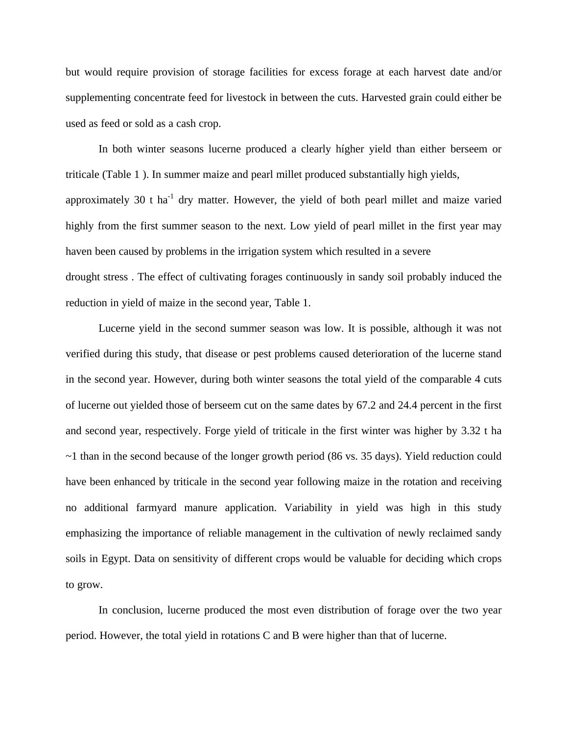but would require provision of storage facilities for excess forage at each harvest date and/or supplementing concentrate feed for livestock in between the cuts. Harvested grain could either be used as feed or sold as a cash crop.

In both winter seasons lucerne produced a clearly hígher yield than either berseem or triticale (Table 1 ). In summer maize and pearl millet produced substantially high yields, approximately 30 t $ha^{-1}$ dry matter. However, the yield of both pearl millet and maize varied highly from the first summer season to the next. Low yield of pearl millet in the first year may haven been caused by problems in the irrigation system which resulted in a severe drought stress . The effect of cultivating forages continuously in sandy soil probably induced the reduction in yield of maize in the second year, Table 1.

Lucerne yield in the second summer season was low. It is possible, although it was not verified during this study, that disease or pest problems caused deterioration of the lucerne stand in the second year. However, during both winter seasons the total yield of the comparable 4 cuts of lucerne out yielded those of berseem cut on the same dates by 67.2 and 24.4 percent in the first and second year, respectively. Forge yield of triticale in the first winter was higher by 3.32 t ha ~1 than in the second because of the longer growth period (86 vs. 35 days). Yield reduction could have been enhanced by triticale in the second year following maize in the rotation and receiving no additional farmyard manure application. Variability in yield was high in this study emphasizing the importance of reliable management in the cultivation of newly reclaimed sandy soils in Egypt. Data on sensitivity of different crops would be valuable for deciding which crops to grow.

In conclusion, lucerne produced the most even distribution of forage over the two year period. However, the total yield in rotations C and B were higher than that of lucerne.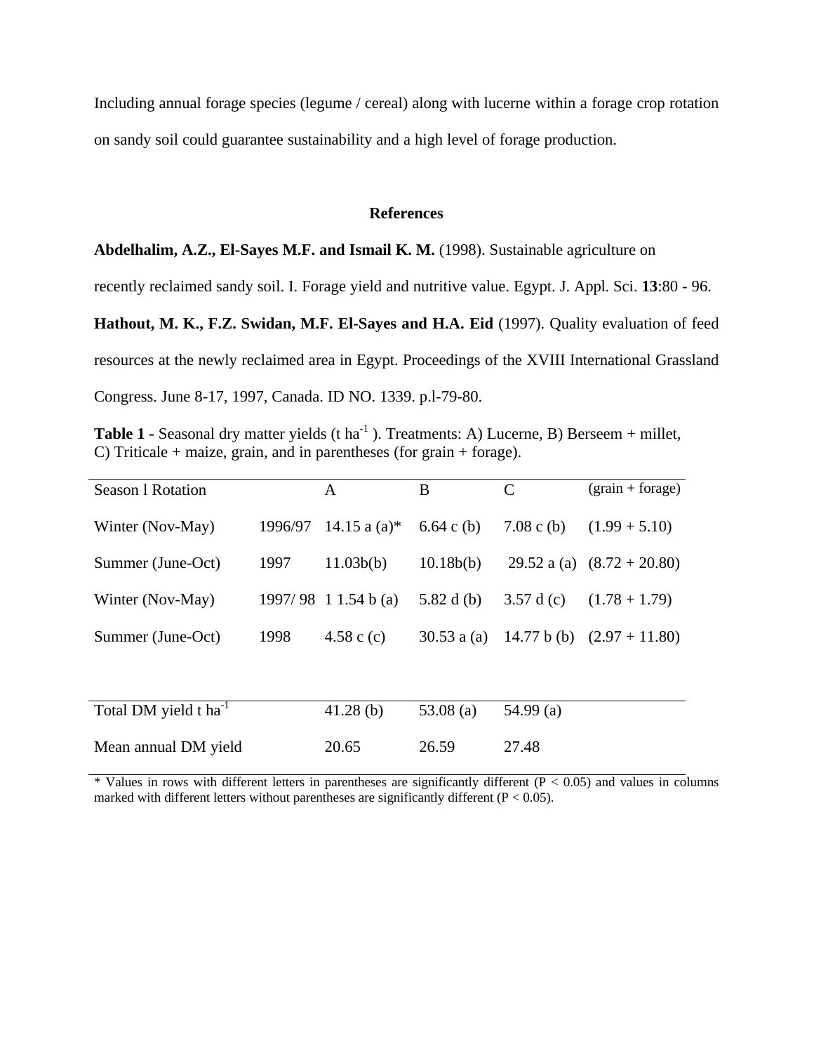Including annual forage species (legume / cereal) along with lucerne within a forage crop rotation on sandy soil could guarantee sustainability and a high level of forage production.

## References

**Abdelhalim, A.Z., El-Sayes M.F. and Ismail K. M.** (1998). Sustainable agriculture on recently reclaimed sandy soil. I. Forage yield and nutritive value. Egypt. J. Appl. Sci. **13**:80 - 96.

**Hathout, M. K., F.Z. Swidan, M.F. El-Sayes and H.A. Eid** (1997). Quality evaluation of feed resources at the newly reclaimed area in Egypt. Proceedings of the XVIII International Grassland Congress. June 8-17, 1997, Canada. ID NO. 1339. p.l-79-80.

**Table 1 -** Seasonal dry matter yields (t $ha^{-1}$ ). Treatments: A) Lucerne, B) Berseem + millet, C) Triticale + maize, grain, and in parentheses (for grain + forage).

| Season l Rotation | | A | B | C | (grain + forage) |
|---|---|---|---|---|---|
| Winter (Nov-May) | 1996/97 | 14.15 a (a)* | 6.64 c (b) | 7.08 c (b) | (1.99 + 5.10) |
| Summer (June-Oct) | 1997 | 11.03b(b) | 10.18b(b) | 29.52 a (a) | (8.72 + 20.80) |
| Winter (Nov-May) | 1997/ 98 | 1 1.54 b (a) | 5.82 d (b) | 3.57 d (c) | (1.78 + 1.79) |
| Summer (June-Oct) | 1998 | 4.58 c (c) | 30.53 a (a) | 14.77 b (b) | (2.97 + 11.80) |
| Total DM yield t $ha^{-1}$ | | 41.28 (b) | 53.08 (a) | 54.99 (a) | |
| Mean annual DM yield | | 20.65 | 26.59 | 27.48 | |

* Values in rows with different letters in parentheses are significantly different ($P < 0.05$) and values in columns marked with different letters without parentheses are significantly different ($P < 0.05$).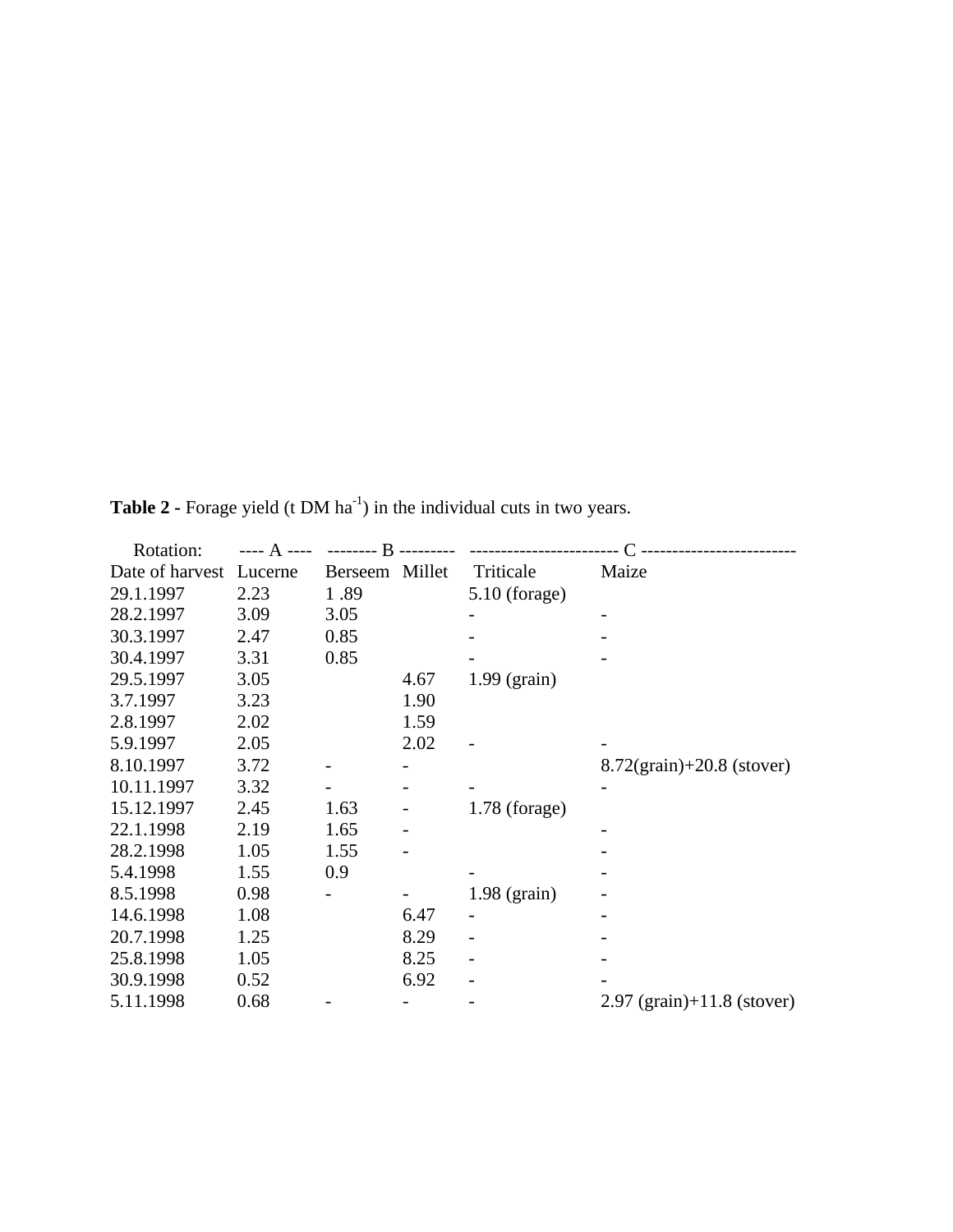**Table 2 -** Forage yield (t DM $ha^{-1}$) in the individual cuts in two years.

| Rotation: | ---- A ---- | -------- B --------- | | ------------------------ C ------------------------- | |
|---|---|---|---|---|---|
| Date of harvest | Lucerne | Berseem | Millet | Triticale | Maize |
| 29.1.1997 | 2.23 | 1 .89 | | 5.10 (forage) | |
| 28.2.1997 | 3.09 | 3.05 | | - | - |
| 30.3.1997 | 2.47 | 0.85 | | - | - |
| 30.4.1997 | 3.31 | 0.85 | | - | - |
| 29.5.1997 | 3.05 | | 4.67 | 1.99 (grain) | |
| 3.7.1997 | 3.23 | | 1.90 | | |
| 2.8.1997 | 2.02 | | 1.59 | | |
| 5.9.1997 | 2.05 | | 2.02 | - | - |
| 8.10.1997 | 3.72 | - | - | | 8.72(grain)+20.8 (stover) |
| 10.11.1997 | 3.32 | - | - | - | - |
| 15.12.1997 | 2.45 | 1.63 | - | 1.78 (forage) | |
| 22.1.1998 | 2.19 | 1.65 | - | | - |
| 28.2.1998 | 1.05 | 1.55 | - | | - |
| 5.4.1998 | 1.55 | 0.9 | | - | - |
| 8.5.1998 | 0.98 | - | - | 1.98 (grain) | - |
| 14.6.1998 | 1.08 | | 6.47 | - | - |
| 20.7.1998 | 1.25 | | 8.29 | - | - |
| 25.8.1998 | 1.05 | | 8.25 | - | - |
| 30.9.1998 | 0.52 | | 6.92 | - | - |
| 5.11.1998 | 0.68 | - | - | - | 2.97 (grain)+11.8 (stover) |